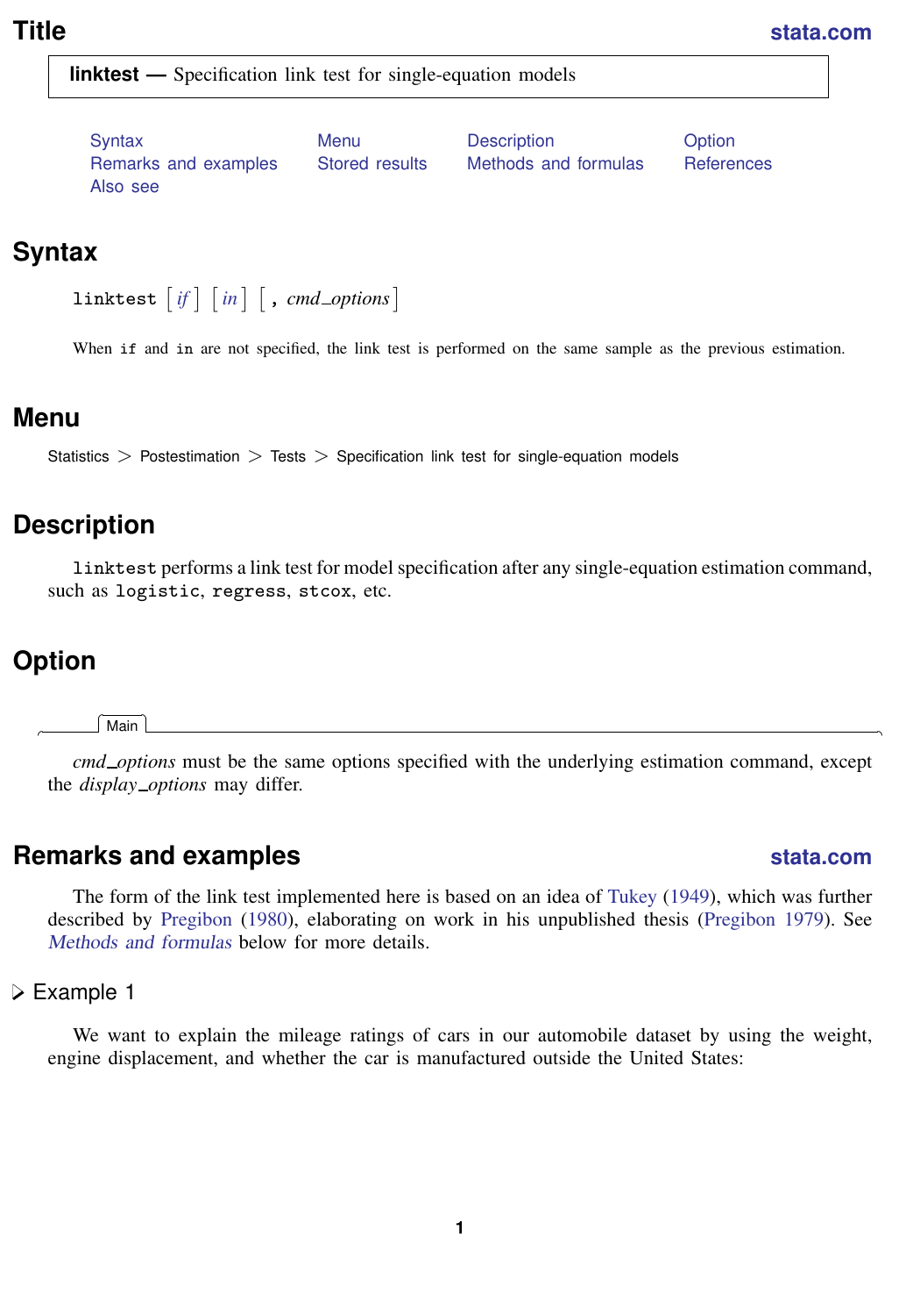# Title

**linktest — Specification link test for single-equation models**

Syntax
Menu
Description
Option
Remarks and examples
Stored results
Methods and formulas
References
Also see

## Syntax

```
linktest [if] [in] [, cmd_options]
```

When `if` and `in` are not specified, the link test is performed on the same sample as the previous estimation.

## Menu

Statistics > Postestimation > Tests > Specification link test for single-equation models

## Description

`linktest` performs a link test for model specification after any single-equation estimation command, such as `logistic`, `regress`, `stcox`, etc.

## Option

Main

*cmd_options* must be the same options specified with the underlying estimation command, except the *display_options* may differ.

## Remarks and examples

The form of the link test implemented here is based on an idea of Tukey (1949), which was further described by Pregibon (1980), elaborating on work in his unpublished thesis (Pregibon 1979). See *Methods and formulas* below for more details.

### Example 1

We want to explain the mileage ratings of cars in our automobile dataset by using the weight, engine displacement, and whether the car is manufactured outside the United States: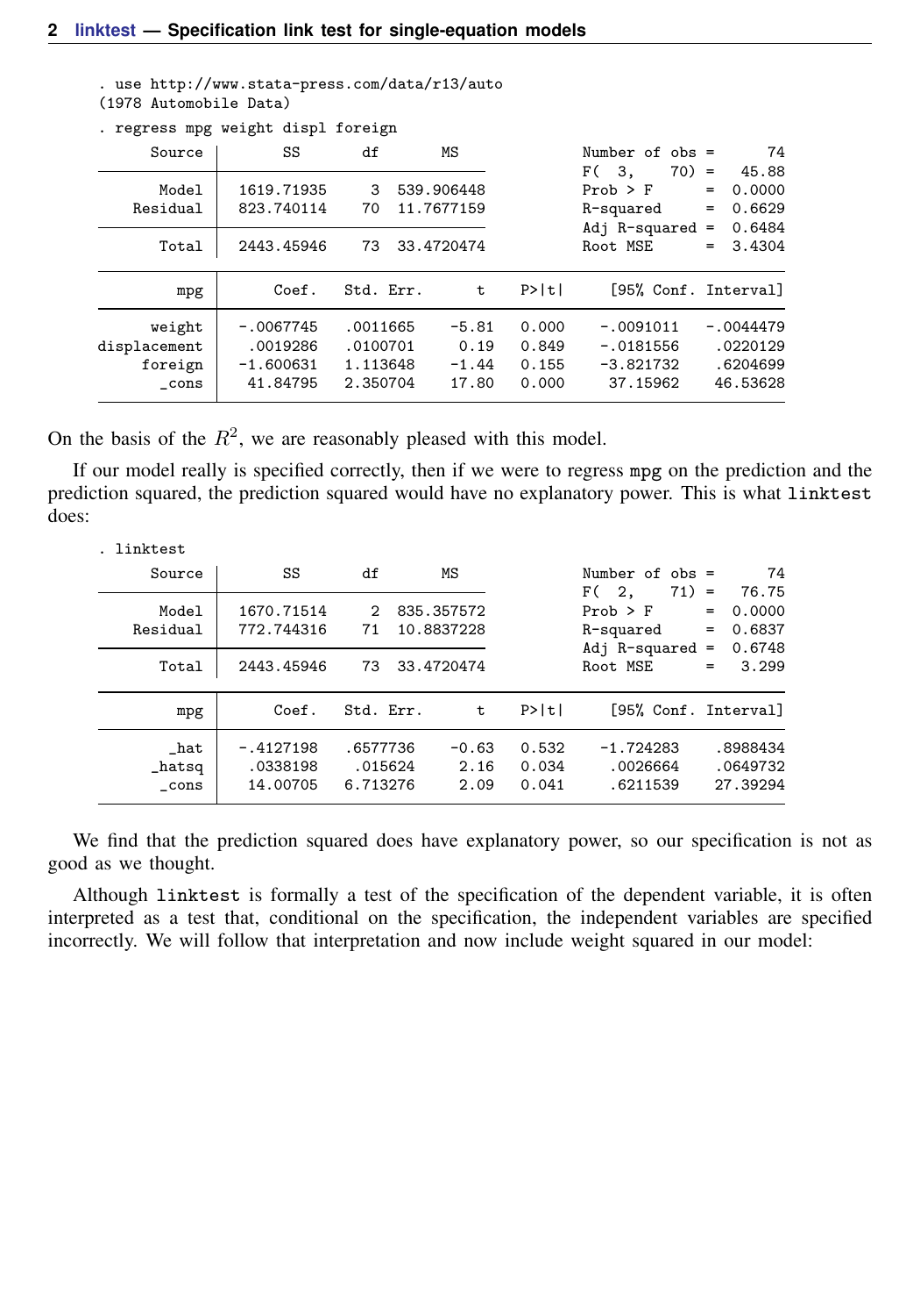```
. use http://www.stata-press.com/data/r13/auto
(1978 Automobile Data)

. regress mpg weight displ foreign

      Source |       SS       df       MS              Number of obs =      74
-------------+------------------------------           F(  3,    70) =   45.88
       Model |  1619.71935     3  539.906448           Prob > F      =  0.0000
    Residual |  823.740114    70  11.7677159           R-squared     =  0.6629
-------------+------------------------------           Adj R-squared =  0.6484
       Total |  2443.45946    73  33.4720474           Root MSE      =  3.4304

------------------------------------------------------------------------------
         mpg |      Coef.   Std. Err.      t    P>|t|     [95% Conf. Interval]
-------------+----------------------------------------------------------------
      weight |  -.0067745   .0011665    -5.81   0.000    -.0091011   -.0044479
displacement |   .0019286   .0100701     0.19   0.849    -.0181556    .0220129
     foreign |  -1.600631   1.113648    -1.44   0.155    -3.821732    .6204699
       _cons |   41.84795   2.350704    17.80   0.000     37.15962    46.53628
------------------------------------------------------------------------------
```

On the basis of the $R^2$, we are reasonably pleased with this model.

If our model really is specified correctly, then if we were to regress mpg on the prediction and the prediction squared, the prediction squared would have no explanatory power. This is what linktest does:

```
. linktest

      Source |       SS       df       MS              Number of obs =      74
-------------+------------------------------           F(  2,    71) =   76.75
       Model |  1670.71514     2  835.357572           Prob > F      =  0.0000
    Residual |  772.744316    71  10.8837228           R-squared     =  0.6837
-------------+------------------------------           Adj R-squared =  0.6748
       Total |  2443.45946    73  33.4720474           Root MSE      =   3.299

------------------------------------------------------------------------------
         mpg |      Coef.   Std. Err.      t    P>|t|     [95% Conf. Interval]
-------------+----------------------------------------------------------------
        _hat |  -.4127198   .6577736    -0.63   0.532    -1.724283    .8988434
      _hatsq |   .0338198    .015624     2.16   0.034     .0026664    .0649732
       _cons |   14.00705   6.713276     2.09   0.041     .6211539    27.39294
------------------------------------------------------------------------------
```

We find that the prediction squared does have explanatory power, so our specification is not as good as we thought.

Although linktest is formally a test of the specification of the dependent variable, it is often interpreted as a test that, conditional on the specification, the independent variables are specified incorrectly. We will follow that interpretation and now include weight squared in our model: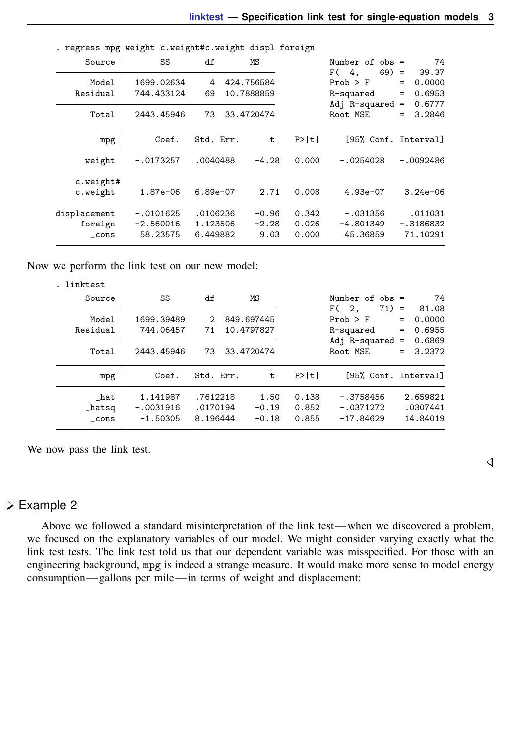```
. regress mpg weight c.weight#c.weight displ foreign

      Source |       SS           df       MS      Number of obs   =        74
-------------+----------------------------------   F(4, 69)        =     39.37
       Model |  1699.02634         4  424.756584   Prob > F        =    0.0000
    Residual |  744.433124        69  10.7888859   R-squared       =    0.6953
-------------+----------------------------------   Adj R-squared   =    0.6777
       Total |  2443.45946        73  33.4720474   Root MSE        =    3.2846

------------------------------------------------------------------------------
         mpg |      Coef.   Std. Err.      t    P>|t|     [95% Conf. Interval]
-------------+----------------------------------------------------------------
      weight |  -.0173257   .0040488    -4.28   0.000    -.0254028   -.0092486
             |
    c.weight#|
    c.weight |   1.87e-06   6.89e-07     2.71   0.008     4.93e-07    3.24e-06
             |
displacement |  -.0101625   .0106236    -0.96   0.342     -.031356     .011031
     foreign |  -2.560016   1.123506    -2.28   0.026    -4.801349   -.3186832
       _cons |   58.23575   6.449882     9.03   0.000     45.36859    71.10291
------------------------------------------------------------------------------
```

Now we perform the link test on our new model:

```
. linktest

      Source |       SS           df       MS      Number of obs   =        74
-------------+----------------------------------   F(2, 71)        =     81.08
       Model |  1699.39489         2  849.697445   Prob > F        =    0.0000
    Residual |   744.06457        71  10.4797827   R-squared       =    0.6955
-------------+----------------------------------   Adj R-squared   =    0.6869
       Total |  2443.45946        73  33.4720474   Root MSE        =    3.2372

------------------------------------------------------------------------------
         mpg |      Coef.   Std. Err.      t    P>|t|     [95% Conf. Interval]
-------------+----------------------------------------------------------------
        _hat |   1.141987   .7612218     1.50   0.138    -.3758456    2.659821
      _hatsq |  -.0031916   .0170194    -0.19   0.852    -.0371272    .0307441
       _cons |   -1.50305   8.196444    -0.18   0.855    -17.84629    14.84019
------------------------------------------------------------------------------
```

We now pass the link test.

## Example 2

Above we followed a standard misinterpretation of the link test—when we discovered a problem, we focused on the explanatory variables of our model. We might consider varying exactly what the link test tests. The link test told us that our dependent variable was misspecified. For those with an engineering background, `mpg` is indeed a strange measure. It would make more sense to model energy consumption—gallons per mile—in terms of weight and displacement: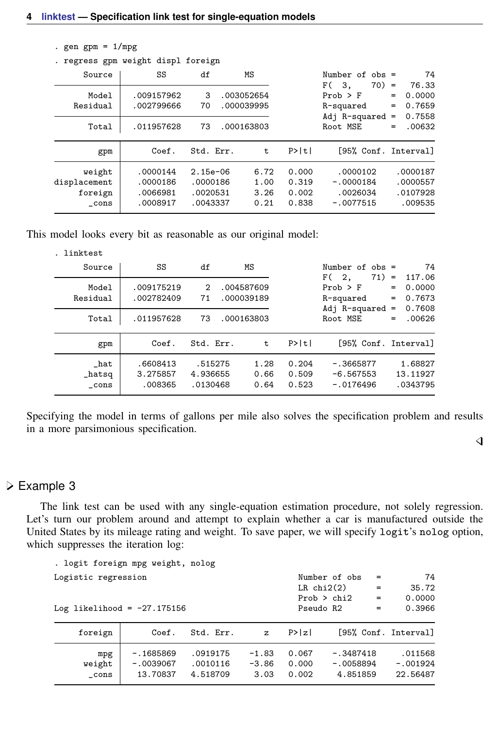```
. gen gpm = 1/mpg
. regress gpm weight displ foreign
      Source |       SS       df       MS              Number of obs =      74
-------------+------------------------------           F(  3,    70) =   76.33
       Model |  .009157962     3  .003052654           Prob > F      =  0.0000
    Residual |  .002799666    70  .000039995           R-squared     =  0.7659
-------------+------------------------------           Adj R-squared =  0.7558
       Total |  .011957628    73  .000163803           Root MSE      =  .00632

------------------------------------------------------------------------------
         gpm |      Coef.   Std. Err.      t    P>|t|     [95% Conf. Interval]
-------------+----------------------------------------------------------------
      weight |   .0000144   2.15e-06     6.72   0.000      .0000102    .0000187
displacement |   .0000186   .0000186     1.00   0.319     -.0000184    .0000557
     foreign |   .0066981   .0020531     3.26   0.002      .0026034    .0107928
       _cons |   .0008917   .0043337     0.21   0.838     -.0077515     .009535
------------------------------------------------------------------------------
```

This model looks every bit as reasonable as our original model:

```
. linktest
      Source |       SS       df       MS              Number of obs =      74
-------------+------------------------------           F(  2,    71) =  117.06
       Model |  .009175219     2  .004587609           Prob > F      =  0.0000
    Residual |  .002782409    71  .000039189           R-squared     =  0.7673
-------------+------------------------------           Adj R-squared =  0.7608
       Total |  .011957628    73  .000163803           Root MSE      =  .00626

------------------------------------------------------------------------------
         gpm |      Coef.   Std. Err.      t    P>|t|     [95% Conf. Interval]
-------------+----------------------------------------------------------------
        _hat |   .6608413    .515275     1.28   0.204     -.3665877     1.68827
      _hatsq |   3.275857   4.936655     0.66   0.509     -6.567553    13.11927
       _cons |    .008365   .0130468     0.64   0.523     -.0176496    .0343795
------------------------------------------------------------------------------
```

Specifying the model in terms of gallons per mile also solves the specification problem and results in a more parsimonious specification.

◁

## ▷ Example 3

The link test can be used with any single-equation estimation procedure, not solely regression. Let's turn our problem around and attempt to explain whether a car is manufactured outside the United States by its mileage rating and weight. To save paper, we will specify `logit`'s `nolog` option, which suppresses the iteration log:

```
. logit foreign mpg weight, nolog
Logistic regression                               Number of obs   =         74
                                                  LR chi2(2)      =      35.72
                                                  Prob > chi2     =     0.0000
Log likelihood = -27.175156                       Pseudo R2       =     0.3966

------------------------------------------------------------------------------
     foreign |      Coef.   Std. Err.      z    P>|z|     [95% Conf. Interval]
-------------+----------------------------------------------------------------
         mpg |  -.1685869   .0919175    -1.83   0.067     -.3487418     .011568
      weight |  -.0039067   .0010116    -3.86   0.000     -.0058894    -.001924
       _cons |   13.70837   4.518709     3.03   0.002      4.851859    22.56487
------------------------------------------------------------------------------
```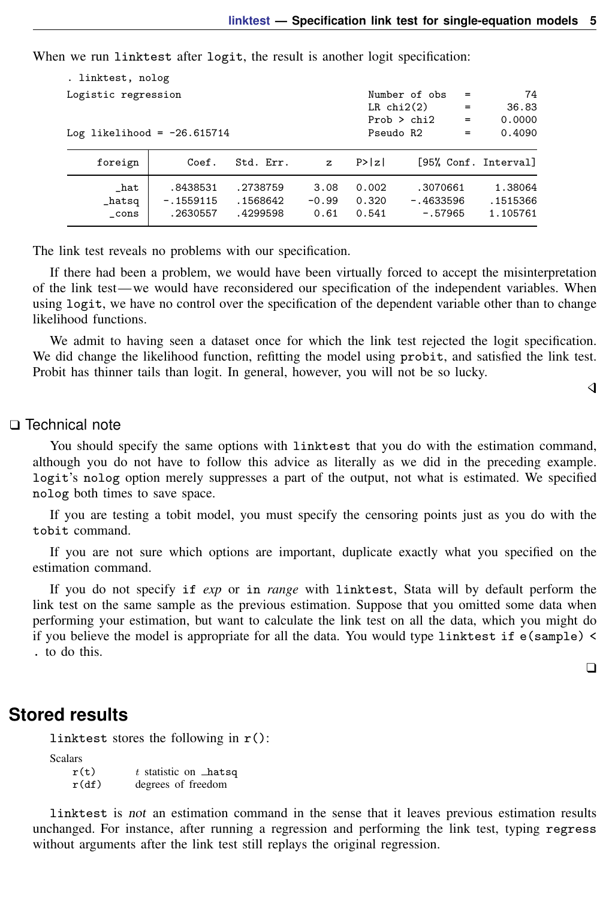When we run `linktest` after `logit`, the result is another logit specification:

```
. linktest, nolog
Logistic regression                             Number of obs     =         74
                                                LR chi2(2)        =      36.83
                                                Prob > chi2       =     0.0000
Log likelihood = -26.615714                     Pseudo R2         =     0.4090

------------------------------------------------------------------------------
     foreign |      Coef.   Std. Err.      z    P>|z|     [95% Conf. Interval]
-------------+----------------------------------------------------------------
        _hat |   .8438531   .2738759     3.08   0.002     .3070661     1.38064
      _hatsq |  -.1559115   .1568642    -0.99   0.320    -.4633596    .1515366
       _cons |   .2630557   .4299598     0.61   0.541      -.57965    1.105761
------------------------------------------------------------------------------
```

The link test reveals no problems with our specification.

If there had been a problem, we would have been virtually forced to accept the misinterpretation of the link test—we would have reconsidered our specification of the independent variables. When using `logit`, we have no control over the specification of the dependent variable other than to change likelihood functions.

We admit to having seen a dataset once for which the link test rejected the logit specification. We did change the likelihood function, refitting the model using `probit`, and satisfied the link test. Probit has thinner tails than logit. In general, however, you will not be so lucky.

◁

### ❑ Technical note

You should specify the same options with `linktest` that you do with the estimation command, although you do not have to follow this advice as literally as we did in the preceding example. `logit`'s `nolog` option merely suppresses a part of the output, not what is estimated. We specified `nolog` both times to save space.

If you are testing a tobit model, you must specify the censoring points just as you do with the `tobit` command.

If you are not sure which options are important, duplicate exactly what you specified on the estimation command.

If you do not specify `if` *exp* or `in` *range* with `linktest`, Stata will by default perform the link test on the same sample as the previous estimation. Suppose that you omitted some data when performing your estimation, but want to calculate the link test on all the data, which you might do if you believe the model is appropriate for all the data. You would type `linktest if e(sample) < .` to do this.

❑

## Stored results

`linktest` stores the following in `r()`:

Scalars

| | |
|---|---|
| `r(t)` | $t$ statistic on `_hatsq` |
| `r(df)` | degrees of freedom |

`linktest` is *not* an estimation command in the sense that it leaves previous estimation results unchanged. For instance, after running a regression and performing the link test, typing `regress` without arguments after the link test still replays the original regression.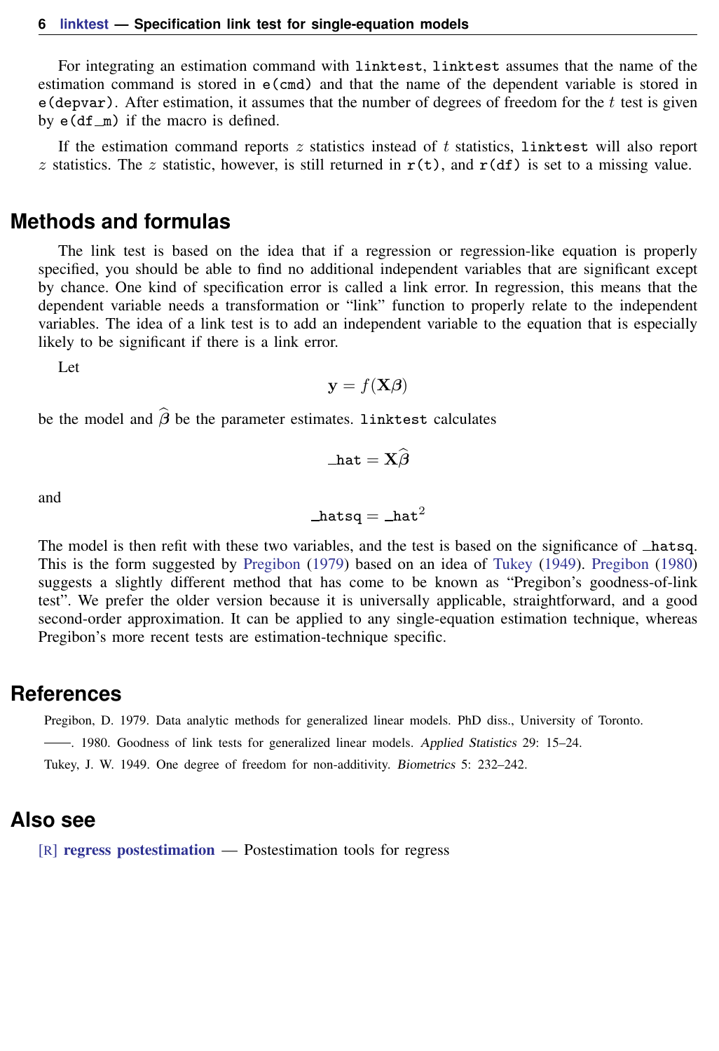For integrating an estimation command with linktest, linktest assumes that the name of the estimation command is stored in e(cmd) and that the name of the dependent variable is stored in e(depvar). After estimation, it assumes that the number of degrees of freedom for the $t$ test is given by e(df_m) if the macro is defined.

If the estimation command reports $z$ statistics instead of $t$ statistics, linktest will also report $z$ statistics. The $z$ statistic, however, is still returned in r(t), and r(df) is set to a missing value.

# Methods and formulas

The link test is based on the idea that if a regression or regression-like equation is properly specified, you should be able to find no additional independent variables that are significant except by chance. One kind of specification error is called a link error. In regression, this means that the dependent variable needs a transformation or "link" function to properly relate to the independent variables. The idea of a link test is to add an independent variable to the equation that is especially likely to be significant if there is a link error.

Let

$$\mathbf{y} = f(\mathbf{X}\boldsymbol{\beta})$$

be the model and $\widehat{\boldsymbol{\beta}}$ be the parameter estimates. linktest calculates

$$\texttt{\_hat} = \mathbf{X}\widehat{\boldsymbol{\beta}}$$

and

$$\texttt{\_hatsq} = \texttt{\_hat}^2$$

The model is then refit with these two variables, and the test is based on the significance of _hatsq. This is the form suggested by Pregibon (1979) based on an idea of Tukey (1949). Pregibon (1980) suggests a slightly different method that has come to be known as "Pregibon's goodness-of-link test". We prefer the older version because it is universally applicable, straightforward, and a good second-order approximation. It can be applied to any single-equation estimation technique, whereas Pregibon's more recent tests are estimation-technique specific.

# References

Pregibon, D. 1979. Data analytic methods for generalized linear models. PhD diss., University of Toronto.

——. 1980. Goodness of link tests for generalized linear models. *Applied Statistics* 29: 15–24.

Tukey, J. W. 1949. One degree of freedom for non-additivity. *Biometrics* 5: 232–242.

# Also see

[R] **regress postestimation** — Postestimation tools for regress